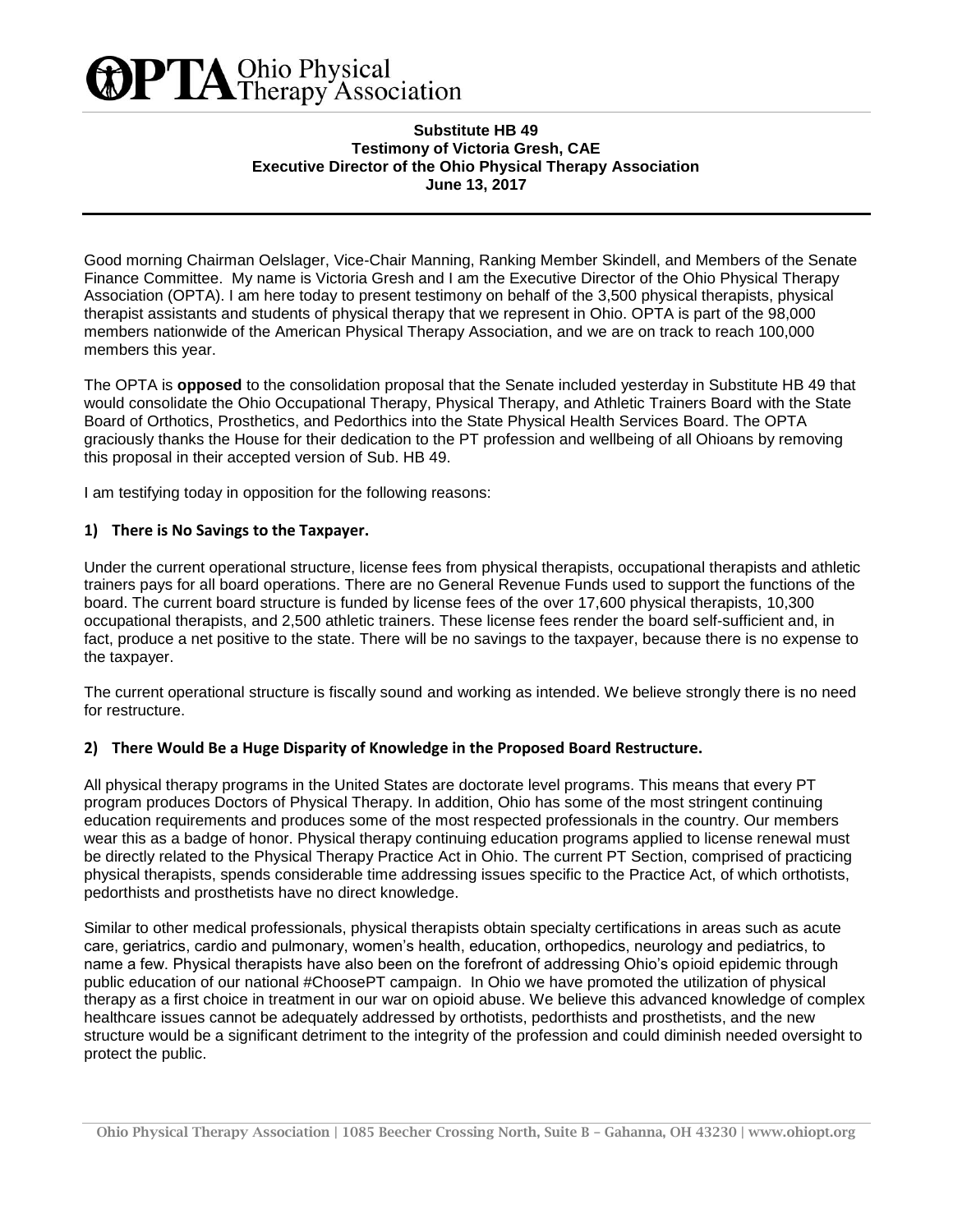**OPTA** Ohio Physical Therapy Association

**Substitute HB 49**
**Testimony of Victoria Gresh, CAE**
**Executive Director of the Ohio Physical Therapy Association**
**June 13, 2017**

Good morning Chairman Oelslager, Vice-Chair Manning, Ranking Member Skindell, and Members of the Senate Finance Committee. My name is Victoria Gresh and I am the Executive Director of the Ohio Physical Therapy Association (OPTA). I am here today to present testimony on behalf of the 3,500 physical therapists, physical therapist assistants and students of physical therapy that we represent in Ohio. OPTA is part of the 98,000 members nationwide of the American Physical Therapy Association, and we are on track to reach 100,000 members this year.

The OPTA is **opposed** to the consolidation proposal that the Senate included yesterday in Substitute HB 49 that would consolidate the Ohio Occupational Therapy, Physical Therapy, and Athletic Trainers Board with the State Board of Orthotics, Prosthetics, and Pedorthics into the State Physical Health Services Board. The OPTA graciously thanks the House for their dedication to the PT profession and wellbeing of all Ohioans by removing this proposal in their accepted version of Sub. HB 49.

I am testifying today in opposition for the following reasons:

**1) There is No Savings to the Taxpayer.**

Under the current operational structure, license fees from physical therapists, occupational therapists and athletic trainers pays for all board operations. There are no General Revenue Funds used to support the functions of the board. The current board structure is funded by license fees of the over 17,600 physical therapists, 10,300 occupational therapists, and 2,500 athletic trainers. These license fees render the board self-sufficient and, in fact, produce a net positive to the state. There will be no savings to the taxpayer, because there is no expense to the taxpayer.

The current operational structure is fiscally sound and working as intended. We believe strongly there is no need for restructure.

**2) There Would Be a Huge Disparity of Knowledge in the Proposed Board Restructure.**

All physical therapy programs in the United States are doctorate level programs. This means that every PT program produces Doctors of Physical Therapy. In addition, Ohio has some of the most stringent continuing education requirements and produces some of the most respected professionals in the country. Our members wear this as a badge of honor. Physical therapy continuing education programs applied to license renewal must be directly related to the Physical Therapy Practice Act in Ohio. The current PT Section, comprised of practicing physical therapists, spends considerable time addressing issues specific to the Practice Act, of which orthotists, pedorthists and prosthetists have no direct knowledge.

Similar to other medical professionals, physical therapists obtain specialty certifications in areas such as acute care, geriatrics, cardio and pulmonary, women's health, education, orthopedics, neurology and pediatrics, to name a few. Physical therapists have also been on the forefront of addressing Ohio's opioid epidemic through public education of our national #ChoosePT campaign. In Ohio we have promoted the utilization of physical therapy as a first choice in treatment in our war on opioid abuse. We believe this advanced knowledge of complex healthcare issues cannot be adequately addressed by orthotists, pedorthists and prosthetists, and the new structure would be a significant detriment to the integrity of the profession and could diminish needed oversight to protect the public.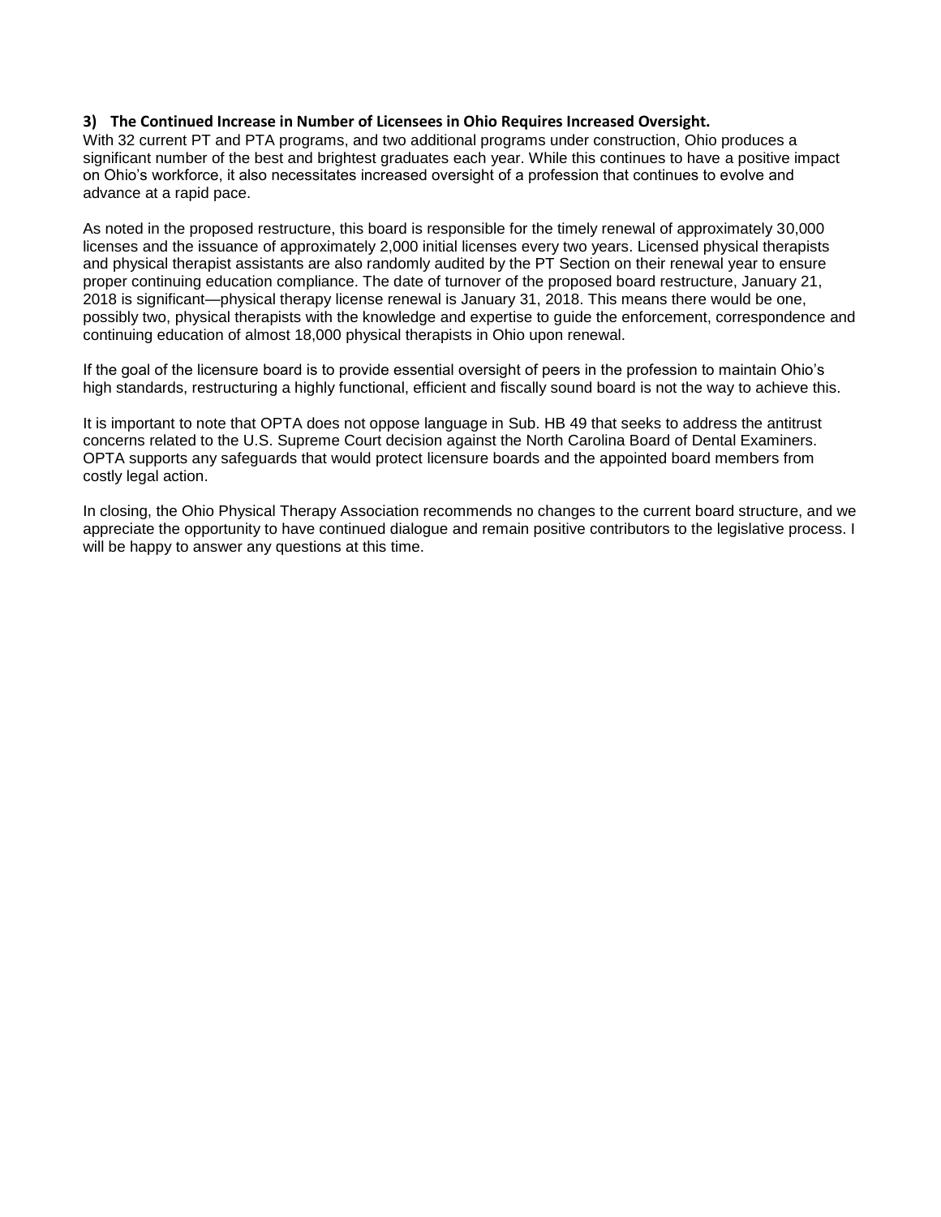**3) The Continued Increase in Number of Licensees in Ohio Requires Increased Oversight.**
With 32 current PT and PTA programs, and two additional programs under construction, Ohio produces a significant number of the best and brightest graduates each year. While this continues to have a positive impact on Ohio's workforce, it also necessitates increased oversight of a profession that continues to evolve and advance at a rapid pace.

As noted in the proposed restructure, this board is responsible for the timely renewal of approximately 30,000 licenses and the issuance of approximately 2,000 initial licenses every two years. Licensed physical therapists and physical therapist assistants are also randomly audited by the PT Section on their renewal year to ensure proper continuing education compliance. The date of turnover of the proposed board restructure, January 21, 2018 is significant—physical therapy license renewal is January 31, 2018. This means there would be one, possibly two, physical therapists with the knowledge and expertise to guide the enforcement, correspondence and continuing education of almost 18,000 physical therapists in Ohio upon renewal.

If the goal of the licensure board is to provide essential oversight of peers in the profession to maintain Ohio's high standards, restructuring a highly functional, efficient and fiscally sound board is not the way to achieve this.

It is important to note that OPTA does not oppose language in Sub. HB 49 that seeks to address the antitrust concerns related to the U.S. Supreme Court decision against the North Carolina Board of Dental Examiners. OPTA supports any safeguards that would protect licensure boards and the appointed board members from costly legal action.

In closing, the Ohio Physical Therapy Association recommends no changes to the current board structure, and we appreciate the opportunity to have continued dialogue and remain positive contributors to the legislative process. I will be happy to answer any questions at this time.